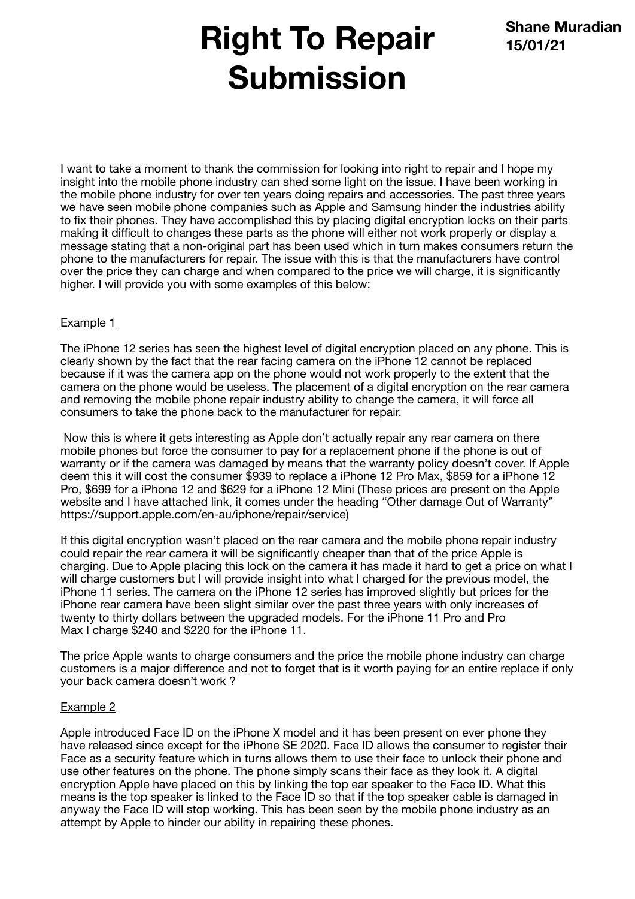# Right To Repair Submission

**Shane Muradian**
**15/01/21**

I want to take a moment to thank the commission for looking into right to repair and I hope my insight into the mobile phone industry can shed some light on the issue. I have been working in the mobile phone industry for over ten years doing repairs and accessories. The past three years we have seen mobile phone companies such as Apple and Samsung hinder the industries ability to fix their phones. They have accomplished this by placing digital encryption locks on their parts making it difficult to changes these parts as the phone will either not work properly or display a message stating that a non-original part has been used which in turn makes consumers return the phone to the manufacturers for repair. The issue with this is that the manufacturers have control over the price they can charge and when compared to the price we will charge, it is significantly higher. I will provide you with some examples of this below:

<u>Example 1</u>

The iPhone 12 series has seen the highest level of digital encryption placed on any phone. This is clearly shown by the fact that the rear facing camera on the iPhone 12 cannot be replaced because if it was the camera app on the phone would not work properly to the extent that the camera on the phone would be useless. The placement of a digital encryption on the rear camera and removing the mobile phone repair industry ability to change the camera, it will force all consumers to take the phone back to the manufacturer for repair.

Now this is where it gets interesting as Apple don't actually repair any rear camera on there mobile phones but force the consumer to pay for a replacement phone if the phone is out of warranty or if the camera was damaged by means that the warranty policy doesn't cover. If Apple deem this it will cost the consumer $939 to replace a iPhone 12 Pro Max, $859 for a iPhone 12 Pro, $699 for a iPhone 12 and $629 for a iPhone 12 Mini (These prices are present on the Apple website and I have attached link, it comes under the heading "Other damage Out of Warranty" https://support.apple.com/en-au/iphone/repair/service)

If this digital encryption wasn't placed on the rear camera and the mobile phone repair industry could repair the rear camera it will be significantly cheaper than that of the price Apple is charging. Due to Apple placing this lock on the camera it has made it hard to get a price on what I will charge customers but I will provide insight into what I charged for the previous model, the iPhone 11 series. The camera on the iPhone 12 series has improved slightly but prices for the iPhone rear camera have been slight similar over the past three years with only increases of twenty to thirty dollars between the upgraded models. For the iPhone 11 Pro and Pro Max I charge $240 and $220 for the iPhone 11.

The price Apple wants to charge consumers and the price the mobile phone industry can charge customers is a major difference and not to forget that is it worth paying for an entire replace if only your back camera doesn't work ?

<u>Example 2</u>

Apple introduced Face ID on the iPhone X model and it has been present on ever phone they have released since except for the iPhone SE 2020. Face ID allows the consumer to register their Face as a security feature which in turns allows them to use their face to unlock their phone and use other features on the phone. The phone simply scans their face as they look it. A digital encryption Apple have placed on this by linking the top ear speaker to the Face ID. What this means is the top speaker is linked to the Face ID so that if the top speaker cable is damaged in anyway the Face ID will stop working. This has been seen by the mobile phone industry as an attempt by Apple to hinder our ability in repairing these phones.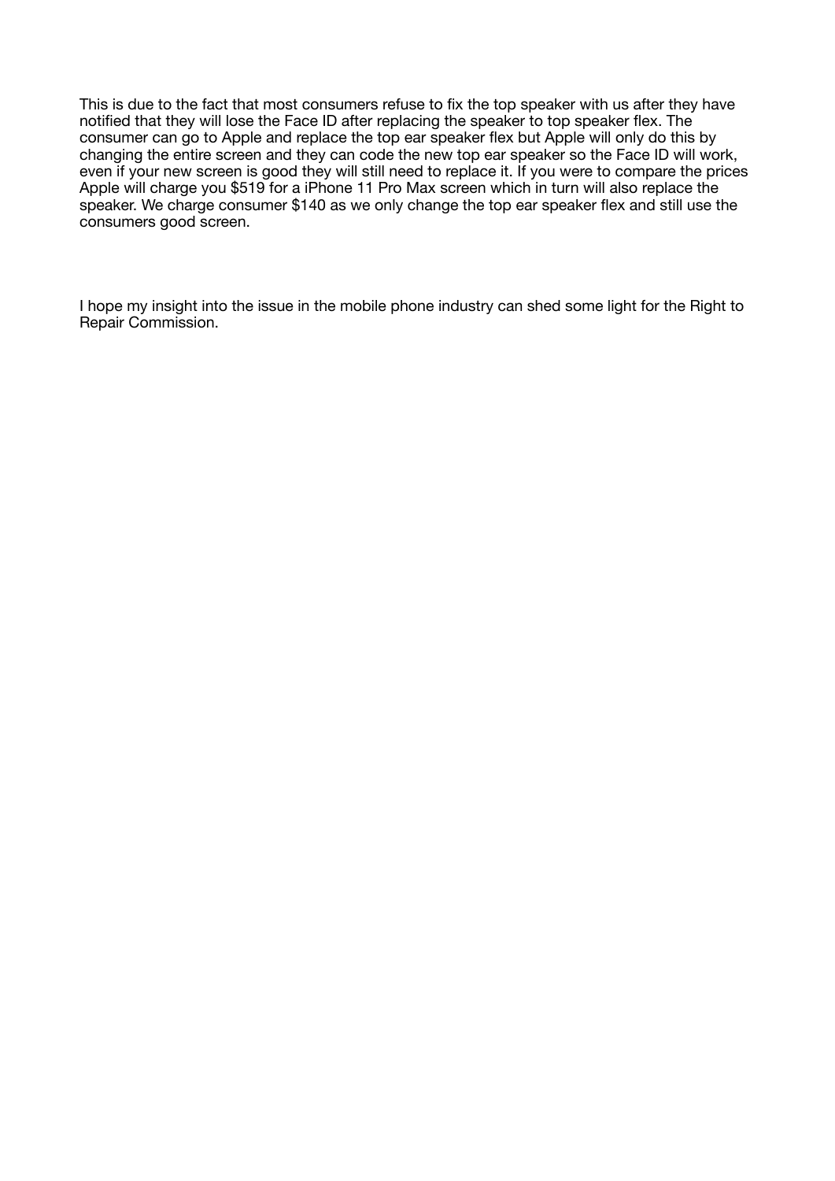This is due to the fact that most consumers refuse to fix the top speaker with us after they have notified that they will lose the Face ID after replacing the speaker to top speaker flex. The consumer can go to Apple and replace the top ear speaker flex but Apple will only do this by changing the entire screen and they can code the new top ear speaker so the Face ID will work, even if your new screen is good they will still need to replace it. If you were to compare the prices Apple will charge you $519 for a iPhone 11 Pro Max screen which in turn will also replace the speaker. We charge consumer $140 as we only change the top ear speaker flex and still use the consumers good screen.

I hope my insight into the issue in the mobile phone industry can shed some light for the Right to Repair Commission.